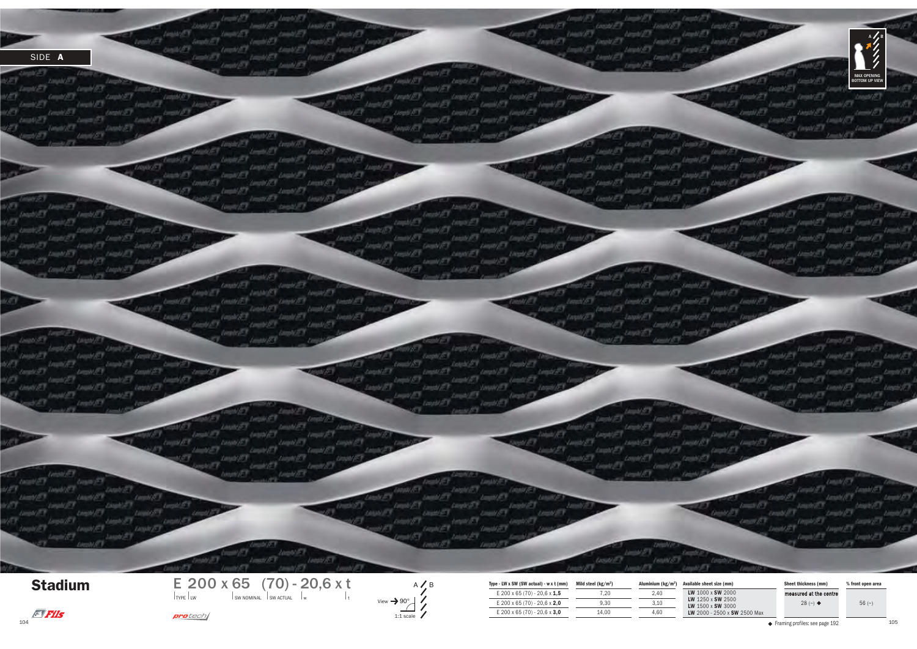SIDE **A**

MAX OPENING BOTTOM UP VIEW

## Stadium

**E 200 x 65 (70) - 20,6 x t**

TYPE | LW | SW NOMINAL | SW ACTUAL | w | t

View → 90°

1:1 scale

| Type - LW x SW (SW actual) - w x t (mm) | Mild steel (kg/m²) | Aluminium (kg/m²) | Available sheet size (mm) | Sheet thickness (mm) | % front open area |
|---|---|---|---|---|---|
| E 200 x 65 (70) - 20,6 x **1,5** | 7,20 | 2,40 | **LW** 1000 x **SW** 2000<br>**LW** 1250 x **SW** 2500<br>**LW** 1500 x **SW** 3000<br>**LW** 2000 - 2500 x **SW** 2500 Max | measured at the centre<br>28 (~) ◆ | 56 (~) |
| E 200 x 65 (70) - 20,6 x **2,0** | 9,30 | 3,10 | | | |
| E 200 x 65 (70) - 20,6 x **3,0** | 14,00 | 4,60 | | | |

◆ Framing profiles: see page 192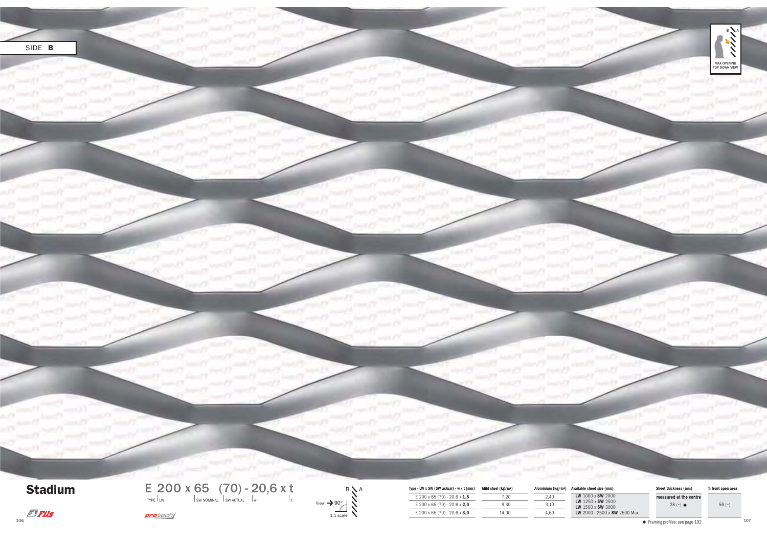SIDE **B**

MAX OPENING
TOP DOWN VIEW

## Stadium

E 200 x 65 (70) - 20,6 x t

TYPE | LW | SW NOMINAL | SW ACTUAL | w | t

View → 90°

1:1 scale

| Type - LW x SW (SW actual) - w x t (mm) | Mild steel (kg/m²) | Aluminium (kg/m²) | Available sheet size (mm) | Sheet thickness (mm) | % front open area |
|---|---|---|---|---|---|
| E 200 x 65 (70) - 20,6 x **1,5** | 7,20 | 2,40 | **LW** 1000 x **SW** 2000 | measured at the centre | |
| E 200 x 65 (70) - 20,6 x **2,0** | 9,30 | 3,10 | **LW** 1250 x **SW** 2500 / **LW** 1500 x **SW** 3000 | 28 (~) ◆ | 56 (~) |
| E 200 x 65 (70) - 20,6 x **3,0** | 14,00 | 4,60 | **LW** 2000 - 2500 x **SW** 2500 Max | | |

◆ Framing profiles: see page 192

Fils

protech